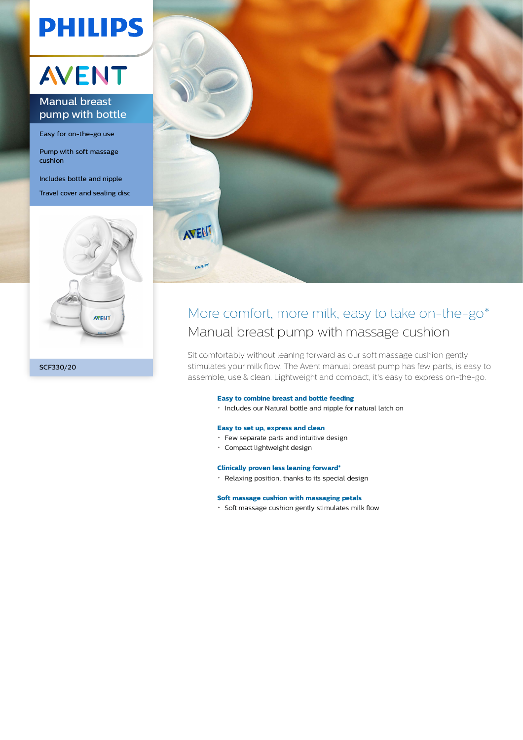PHILIPS

AVENT

## Manual breast pump with bottle

Easy for on-the-go use

Pump with soft massage cushion

Includes bottle and nipple

Travel cover and sealing disc

SCF330/20

# More comfort, more milk, easy to take on-the-go*

## Manual breast pump with massage cushion

Sit comfortably without leaning forward as our soft massage cushion gently stimulates your milk flow. The Avent manual breast pump has few parts, is easy to assemble, use & clean. Lightweight and compact, it's easy to express on-the-go.

**Easy to combine breast and bottle feeding**

- Includes our Natural bottle and nipple for natural latch on

**Easy to set up, express and clean**

- Few separate parts and intuitive design
- Compact lightweight design

**Clinically proven less leaning forward***

- Relaxing position, thanks to its special design

**Soft massage cushion with massaging petals**

- Soft massage cushion gently stimulates milk flow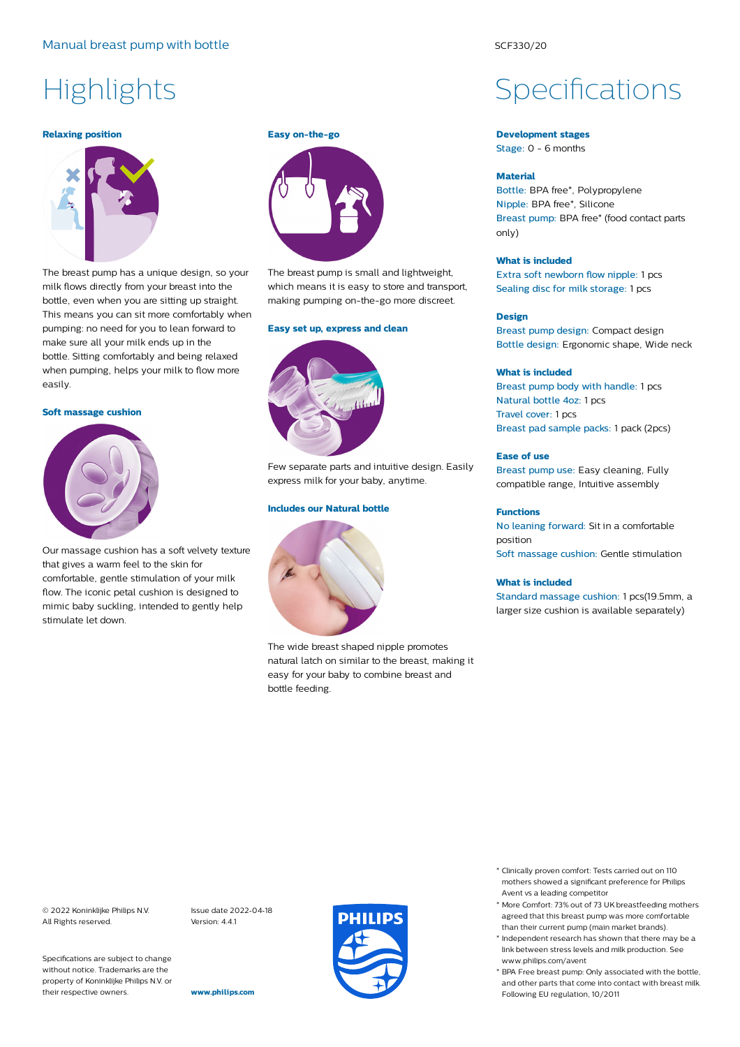Manual breast pump with bottle

SCF330/20

# Highlights

### Relaxing position

The breast pump has a unique design, so your milk flows directly from your breast into the bottle, even when you are sitting up straight. This means you can sit more comfortably when pumping: no need for you to lean forward to make sure all your milk ends up in the bottle. Sitting comfortably and being relaxed when pumping, helps your milk to flow more easily.

### Soft massage cushion

Our massage cushion has a soft velvety texture that gives a warm feel to the skin for comfortable, gentle stimulation of your milk flow. The iconic petal cushion is designed to mimic baby suckling, intended to gently help stimulate let down.

### Easy on-the-go

The breast pump is small and lightweight, which means it is easy to store and transport, making pumping on-the-go more discreet.

### Easy set up, express and clean

Few separate parts and intuitive design. Easily express milk for your baby, anytime.

### Includes our Natural bottle

The wide breast shaped nipple promotes natural latch on similar to the breast, making it easy for your baby to combine breast and bottle feeding.

# Specifications

### Development stages

Stage: 0 - 6 months

### Material

Bottle: BPA free*, Polypropylene
Nipple: BPA free*, Silicone
Breast pump: BPA free* (food contact parts only)

### What is included

Extra soft newborn flow nipple: 1 pcs
Sealing disc for milk storage: 1 pcs

### Design

Breast pump design: Compact design
Bottle design: Ergonomic shape, Wide neck

### What is included

Breast pump body with handle: 1 pcs
Natural bottle 4oz: 1 pcs
Travel cover: 1 pcs
Breast pad sample packs: 1 pack (2pcs)

### Ease of use

Breast pump use: Easy cleaning, Fully compatible range, Intuitive assembly

### Functions

No leaning forward: Sit in a comfortable position
Soft massage cushion: Gentle stimulation

### What is included

Standard massage cushion: 1 pcs(19.5mm, a larger size cushion is available separately)

© 2022 Koninklijke Philips N.V.
All Rights reserved.

Issue date 2022-04-18
Version: 4.4.1

Specifications are subject to change without notice. Trademarks are the property of Koninklijke Philips N.V. or their respective owners.

www.philips.com

* Clinically proven comfort: Tests carried out on 110 mothers showed a significant preference for Philips Avent vs a leading competitor
* More Comfort: 73% out of 73 UK breastfeeding mothers agreed that this breast pump was more comfortable than their current pump (main market brands).
* Independent research has shown that there may be a link between stress levels and milk production. See www.philips.com/avent
* BPA Free breast pump: Only associated with the bottle, and other parts that come into contact with breast milk. Following EU regulation, 10/2011